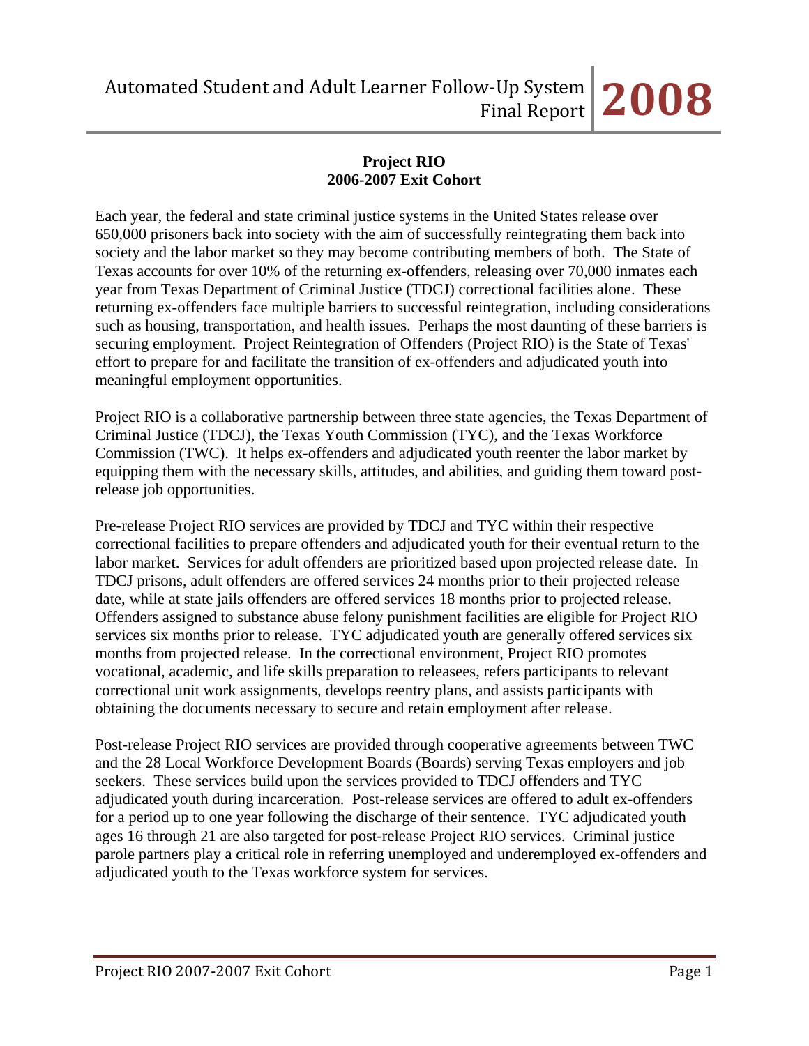## Project RIO
## 2006-2007 Exit Cohort

Each year, the federal and state criminal justice systems in the United States release over 650,000 prisoners back into society with the aim of successfully reintegrating them back into society and the labor market so they may become contributing members of both. The State of Texas accounts for over 10% of the returning ex-offenders, releasing over 70,000 inmates each year from Texas Department of Criminal Justice (TDCJ) correctional facilities alone. These returning ex-offenders face multiple barriers to successful reintegration, including considerations such as housing, transportation, and health issues. Perhaps the most daunting of these barriers is securing employment. Project Reintegration of Offenders (Project RIO) is the State of Texas' effort to prepare for and facilitate the transition of ex-offenders and adjudicated youth into meaningful employment opportunities.

Project RIO is a collaborative partnership between three state agencies, the Texas Department of Criminal Justice (TDCJ), the Texas Youth Commission (TYC), and the Texas Workforce Commission (TWC). It helps ex-offenders and adjudicated youth reenter the labor market by equipping them with the necessary skills, attitudes, and abilities, and guiding them toward post-release job opportunities.

Pre-release Project RIO services are provided by TDCJ and TYC within their respective correctional facilities to prepare offenders and adjudicated youth for their eventual return to the labor market. Services for adult offenders are prioritized based upon projected release date. In TDCJ prisons, adult offenders are offered services 24 months prior to their projected release date, while at state jails offenders are offered services 18 months prior to projected release. Offenders assigned to substance abuse felony punishment facilities are eligible for Project RIO services six months prior to release. TYC adjudicated youth are generally offered services six months from projected release. In the correctional environment, Project RIO promotes vocational, academic, and life skills preparation to releasees, refers participants to relevant correctional unit work assignments, develops reentry plans, and assists participants with obtaining the documents necessary to secure and retain employment after release.

Post-release Project RIO services are provided through cooperative agreements between TWC and the 28 Local Workforce Development Boards (Boards) serving Texas employers and job seekers. These services build upon the services provided to TDCJ offenders and TYC adjudicated youth during incarceration. Post-release services are offered to adult ex-offenders for a period up to one year following the discharge of their sentence. TYC adjudicated youth ages 16 through 21 are also targeted for post-release Project RIO services. Criminal justice parole partners play a critical role in referring unemployed and underemployed ex-offenders and adjudicated youth to the Texas workforce system for services.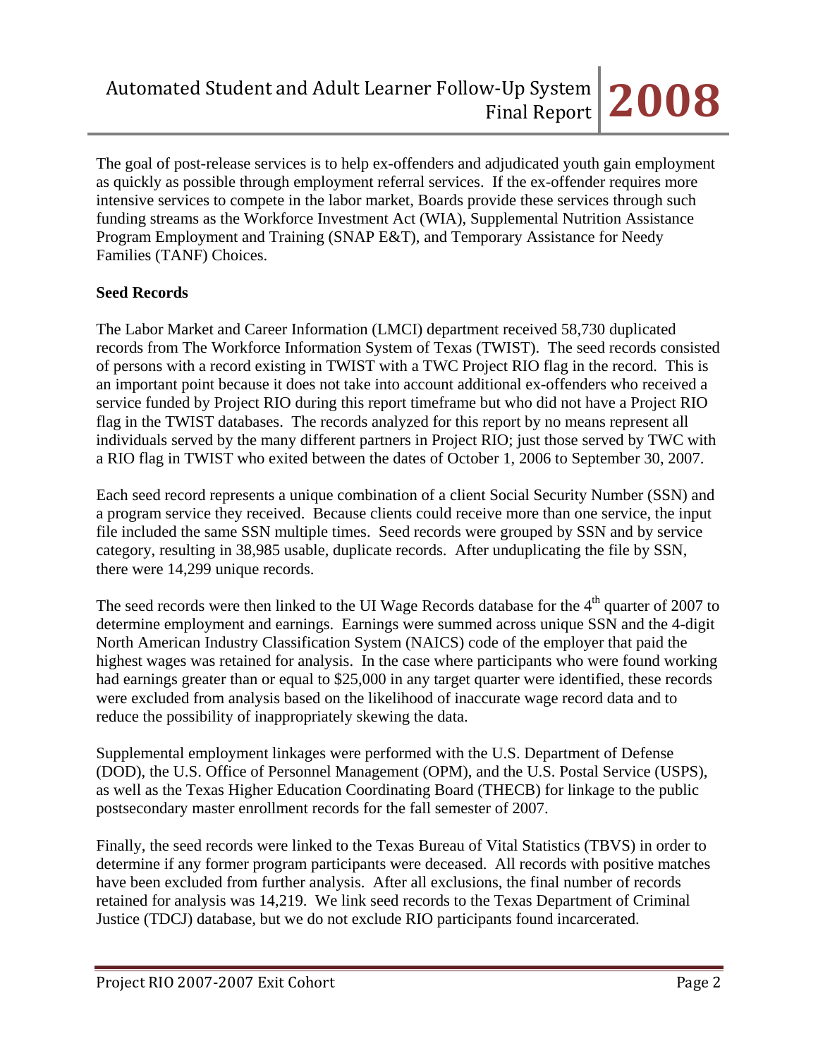The goal of post-release services is to help ex-offenders and adjudicated youth gain employment as quickly as possible through employment referral services. If the ex-offender requires more intensive services to compete in the labor market, Boards provide these services through such funding streams as the Workforce Investment Act (WIA), Supplemental Nutrition Assistance Program Employment and Training (SNAP E&T), and Temporary Assistance for Needy Families (TANF) Choices.

**Seed Records**

The Labor Market and Career Information (LMCI) department received 58,730 duplicated records from The Workforce Information System of Texas (TWIST). The seed records consisted of persons with a record existing in TWIST with a TWC Project RIO flag in the record. This is an important point because it does not take into account additional ex-offenders who received a service funded by Project RIO during this report timeframe but who did not have a Project RIO flag in the TWIST databases. The records analyzed for this report by no means represent all individuals served by the many different partners in Project RIO; just those served by TWC with a RIO flag in TWIST who exited between the dates of October 1, 2006 to September 30, 2007.

Each seed record represents a unique combination of a client Social Security Number (SSN) and a program service they received. Because clients could receive more than one service, the input file included the same SSN multiple times. Seed records were grouped by SSN and by service category, resulting in 38,985 usable, duplicate records. After unduplicating the file by SSN, there were 14,299 unique records.

The seed records were then linked to the UI Wage Records database for the 4th quarter of 2007 to determine employment and earnings. Earnings were summed across unique SSN and the 4-digit North American Industry Classification System (NAICS) code of the employer that paid the highest wages was retained for analysis. In the case where participants who were found working had earnings greater than or equal to $25,000 in any target quarter were identified, these records were excluded from analysis based on the likelihood of inaccurate wage record data and to reduce the possibility of inappropriately skewing the data.

Supplemental employment linkages were performed with the U.S. Department of Defense (DOD), the U.S. Office of Personnel Management (OPM), and the U.S. Postal Service (USPS), as well as the Texas Higher Education Coordinating Board (THECB) for linkage to the public postsecondary master enrollment records for the fall semester of 2007.

Finally, the seed records were linked to the Texas Bureau of Vital Statistics (TBVS) in order to determine if any former program participants were deceased. All records with positive matches have been excluded from further analysis. After all exclusions, the final number of records retained for analysis was 14,219. We link seed records to the Texas Department of Criminal Justice (TDCJ) database, but we do not exclude RIO participants found incarcerated.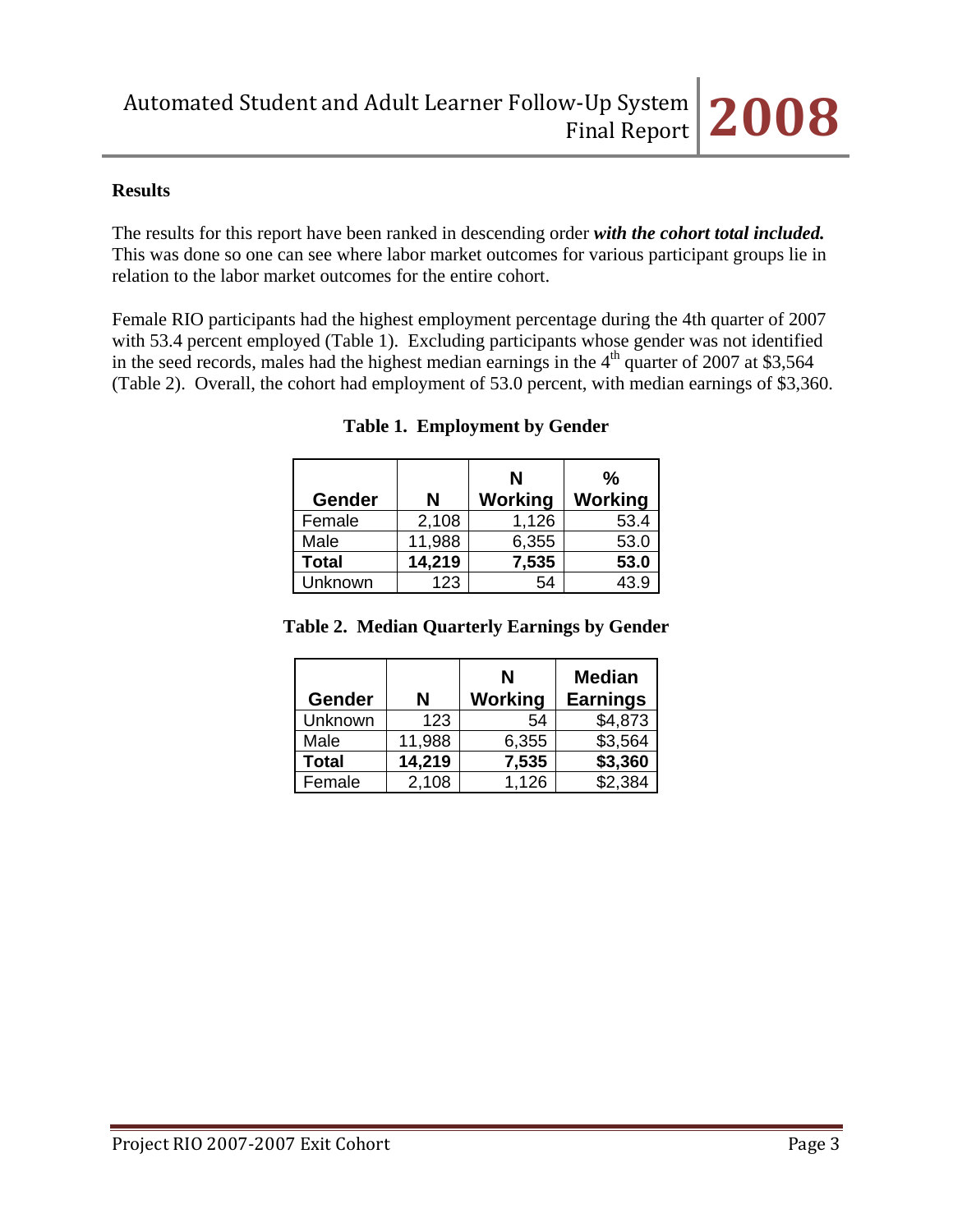## Results

The results for this report have been ranked in descending order ***with the cohort total included.*** This was done so one can see where labor market outcomes for various participant groups lie in relation to the labor market outcomes for the entire cohort.

Female RIO participants had the highest employment percentage during the 4th quarter of 2007 with 53.4 percent employed (Table 1). Excluding participants whose gender was not identified in the seed records, males had the highest median earnings in the 4th quarter of 2007 at $3,564 (Table 2). Overall, the cohort had employment of 53.0 percent, with median earnings of $3,360.

**Table 1. Employment by Gender**

| Gender | N | N Working | % Working |
|---|---|---|---|
| Female | 2,108 | 1,126 | 53.4 |
| Male | 11,988 | 6,355 | 53.0 |
| **Total** | **14,219** | **7,535** | **53.0** |
| Unknown | 123 | 54 | 43.9 |

**Table 2. Median Quarterly Earnings by Gender**

| Gender | N | N Working | Median Earnings |
|---|---|---|---|
| Unknown | 123 | 54 | $4,873 |
| Male | 11,988 | 6,355 | $3,564 |
| **Total** | **14,219** | **7,535** | **$3,360** |
| Female | 2,108 | 1,126 | $2,384 |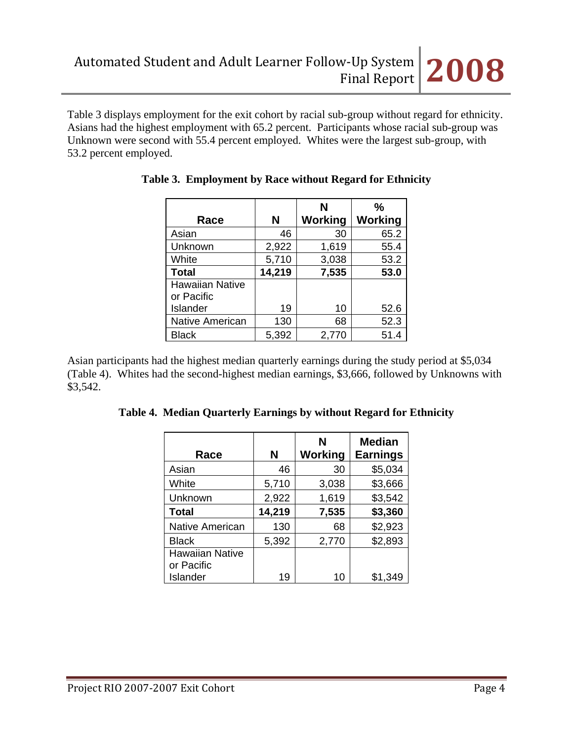Table 3 displays employment for the exit cohort by racial sub-group without regard for ethnicity. Asians had the highest employment with 65.2 percent. Participants whose racial sub-group was Unknown were second with 55.4 percent employed. Whites were the largest sub-group, with 53.2 percent employed.

**Table 3. Employment by Race without Regard for Ethnicity**

| Race | N | N Working | % Working |
|---|---|---|---|
| Asian | 46 | 30 | 65.2 |
| Unknown | 2,922 | 1,619 | 55.4 |
| White | 5,710 | 3,038 | 53.2 |
| **Total** | **14,219** | **7,535** | **53.0** |
| Hawaiian Native or Pacific Islander | 19 | 10 | 52.6 |
| Native American | 130 | 68 | 52.3 |
| Black | 5,392 | 2,770 | 51.4 |

Asian participants had the highest median quarterly earnings during the study period at $5,034 (Table 4). Whites had the second-highest median earnings, $3,666, followed by Unknowns with $3,542.

**Table 4. Median Quarterly Earnings by without Regard for Ethnicity**

| Race | N | N Working | Median Earnings |
|---|---|---|---|
| Asian | 46 | 30 | $5,034 |
| White | 5,710 | 3,038 | $3,666 |
| Unknown | 2,922 | 1,619 | $3,542 |
| **Total** | **14,219** | **7,535** | **$3,360** |
| Native American | 130 | 68 | $2,923 |
| Black | 5,392 | 2,770 | $2,893 |
| Hawaiian Native or Pacific Islander | 19 | 10 | $1,349 |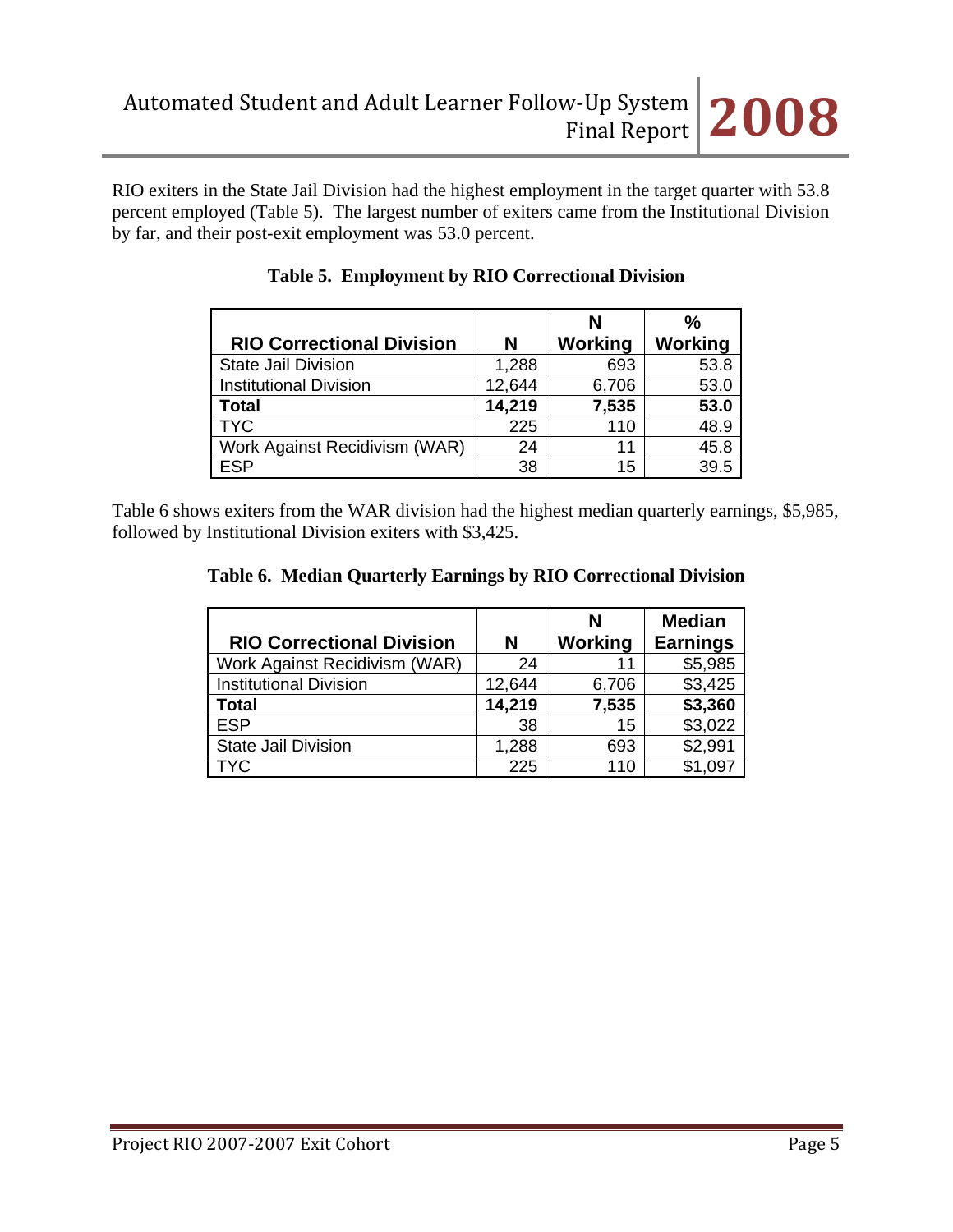RIO exiters in the State Jail Division had the highest employment in the target quarter with 53.8 percent employed (Table 5). The largest number of exiters came from the Institutional Division by far, and their post-exit employment was 53.0 percent.

**Table 5. Employment by RIO Correctional Division**

| RIO Correctional Division | N | N Working | % Working |
|---|---|---|---|
| State Jail Division | 1,288 | 693 | 53.8 |
| Institutional Division | 12,644 | 6,706 | 53.0 |
| **Total** | **14,219** | **7,535** | **53.0** |
| TYC | 225 | 110 | 48.9 |
| Work Against Recidivism (WAR) | 24 | 11 | 45.8 |
| ESP | 38 | 15 | 39.5 |

Table 6 shows exiters from the WAR division had the highest median quarterly earnings, $5,985, followed by Institutional Division exiters with $3,425.

**Table 6. Median Quarterly Earnings by RIO Correctional Division**

| RIO Correctional Division | N | N Working | Median Earnings |
|---|---|---|---|
| Work Against Recidivism (WAR) | 24 | 11 | $5,985 |
| Institutional Division | 12,644 | 6,706 | $3,425 |
| **Total** | **14,219** | **7,535** | **$3,360** |
| ESP | 38 | 15 | $3,022 |
| State Jail Division | 1,288 | 693 | $2,991 |
| TYC | 225 | 110 | $1,097 |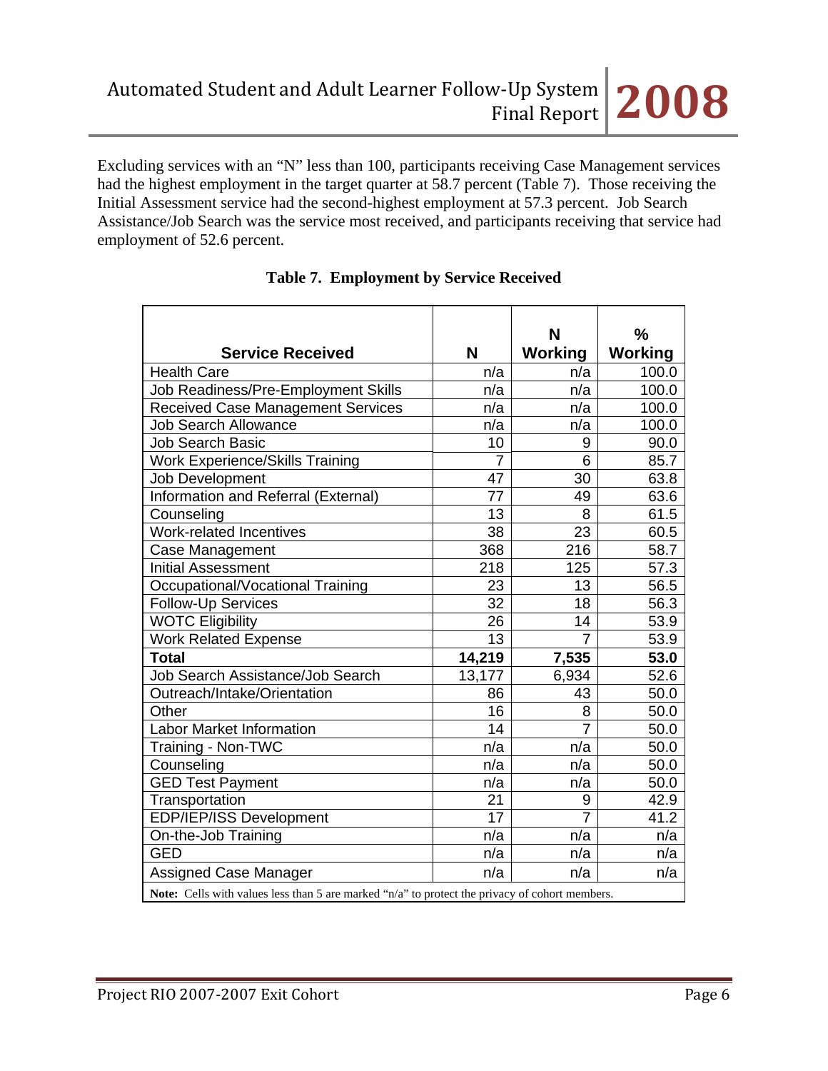Excluding services with an "N" less than 100, participants receiving Case Management services had the highest employment in the target quarter at 58.7 percent (Table 7). Those receiving the Initial Assessment service had the second-highest employment at 57.3 percent. Job Search Assistance/Job Search was the service most received, and participants receiving that service had employment of 52.6 percent.

**Table 7. Employment by Service Received**

| Service Received | N | N Working | % Working |
|---|---|---|---|
| Health Care | n/a | n/a | 100.0 |
| Job Readiness/Pre-Employment Skills | n/a | n/a | 100.0 |
| Received Case Management Services | n/a | n/a | 100.0 |
| Job Search Allowance | n/a | n/a | 100.0 |
| Job Search Basic | 10 | 9 | 90.0 |
| Work Experience/Skills Training | 7 | 6 | 85.7 |
| Job Development | 47 | 30 | 63.8 |
| Information and Referral (External) | 77 | 49 | 63.6 |
| Counseling | 13 | 8 | 61.5 |
| Work-related Incentives | 38 | 23 | 60.5 |
| Case Management | 368 | 216 | 58.7 |
| Initial Assessment | 218 | 125 | 57.3 |
| Occupational/Vocational Training | 23 | 13 | 56.5 |
| Follow-Up Services | 32 | 18 | 56.3 |
| WOTC Eligibility | 26 | 14 | 53.9 |
| Work Related Expense | 13 | 7 | 53.9 |
| **Total** | **14,219** | **7,535** | **53.0** |
| Job Search Assistance/Job Search | 13,177 | 6,934 | 52.6 |
| Outreach/Intake/Orientation | 86 | 43 | 50.0 |
| Other | 16 | 8 | 50.0 |
| Labor Market Information | 14 | 7 | 50.0 |
| Training - Non-TWC | n/a | n/a | 50.0 |
| Counseling | n/a | n/a | 50.0 |
| GED Test Payment | n/a | n/a | 50.0 |
| Transportation | 21 | 9 | 42.9 |
| EDP/IEP/ISS Development | 17 | 7 | 41.2 |
| On-the-Job Training | n/a | n/a | n/a |
| GED | n/a | n/a | n/a |
| Assigned Case Manager | n/a | n/a | n/a |

**Note:** Cells with values less than 5 are marked "n/a" to protect the privacy of cohort members.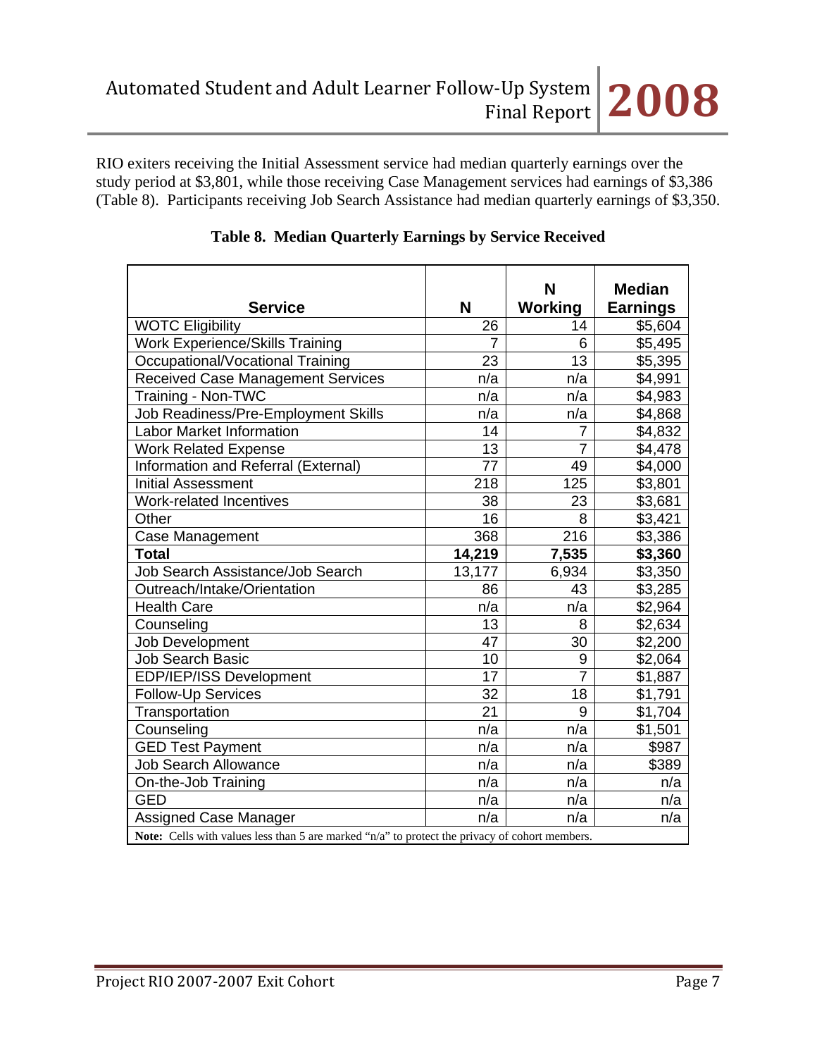RIO exiters receiving the Initial Assessment service had median quarterly earnings over the study period at $3,801, while those receiving Case Management services had earnings of $3,386 (Table 8). Participants receiving Job Search Assistance had median quarterly earnings of $3,350.

**Table 8. Median Quarterly Earnings by Service Received**

| Service | N | N Working | Median Earnings |
|---|---|---|---|
| WOTC Eligibility | 26 | 14 | $5,604 |
| Work Experience/Skills Training | 7 | 6 | $5,495 |
| Occupational/Vocational Training | 23 | 13 | $5,395 |
| Received Case Management Services | n/a | n/a | $4,991 |
| Training - Non-TWC | n/a | n/a | $4,983 |
| Job Readiness/Pre-Employment Skills | n/a | n/a | $4,868 |
| Labor Market Information | 14 | 7 | $4,832 |
| Work Related Expense | 13 | 7 | $4,478 |
| Information and Referral (External) | 77 | 49 | $4,000 |
| Initial Assessment | 218 | 125 | $3,801 |
| Work-related Incentives | 38 | 23 | $3,681 |
| Other | 16 | 8 | $3,421 |
| Case Management | 368 | 216 | $3,386 |
| **Total** | **14,219** | **7,535** | **$3,360** |
| Job Search Assistance/Job Search | 13,177 | 6,934 | $3,350 |
| Outreach/Intake/Orientation | 86 | 43 | $3,285 |
| Health Care | n/a | n/a | $2,964 |
| Counseling | 13 | 8 | $2,634 |
| Job Development | 47 | 30 | $2,200 |
| Job Search Basic | 10 | 9 | $2,064 |
| EDP/IEP/ISS Development | 17 | 7 | $1,887 |
| Follow-Up Services | 32 | 18 | $1,791 |
| Transportation | 21 | 9 | $1,704 |
| Counseling | n/a | n/a | $1,501 |
| GED Test Payment | n/a | n/a | $987 |
| Job Search Allowance | n/a | n/a | $389 |
| On-the-Job Training | n/a | n/a | n/a |
| GED | n/a | n/a | n/a |
| Assigned Case Manager | n/a | n/a | n/a |

**Note:** Cells with values less than 5 are marked "n/a" to protect the privacy of cohort members.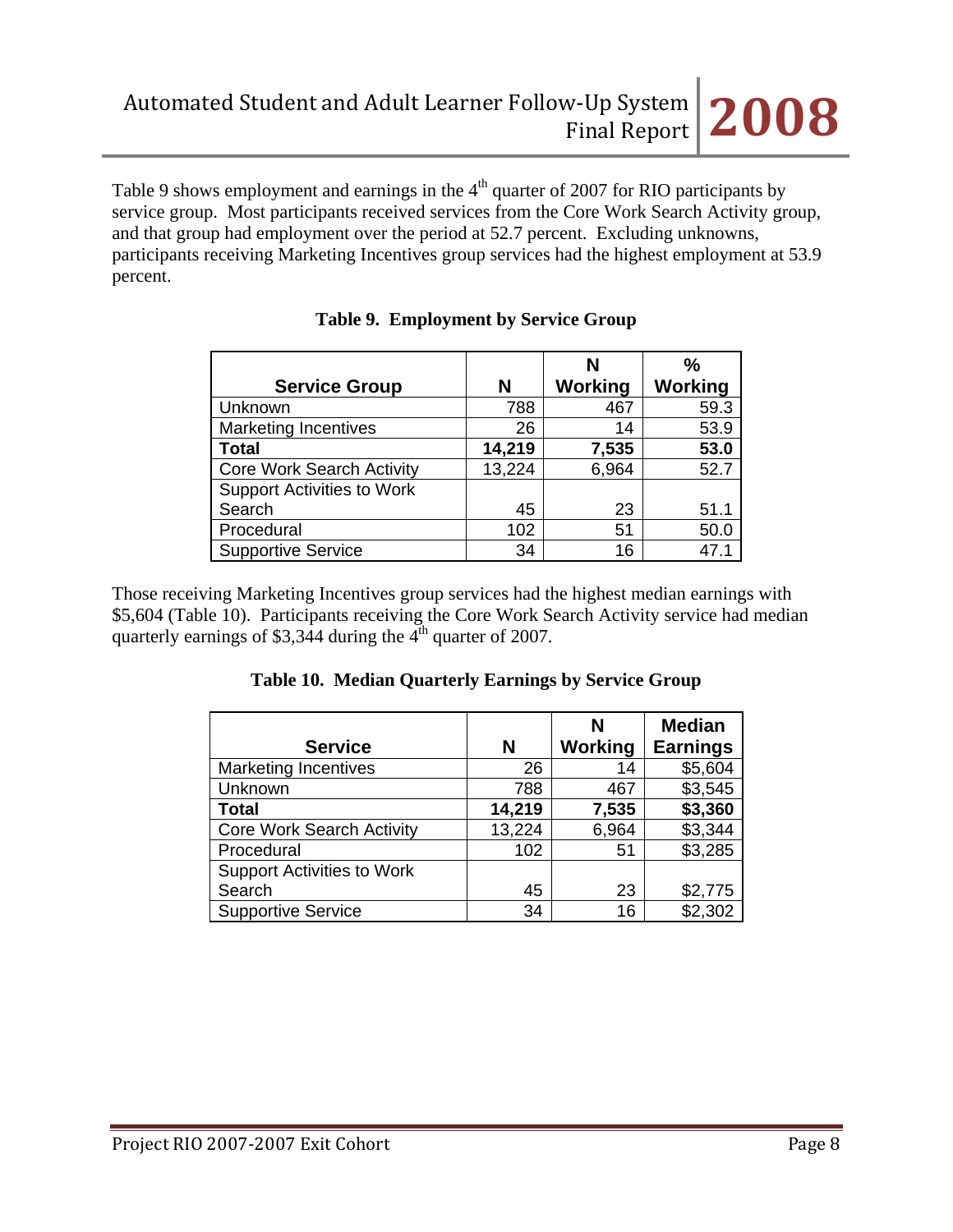Table 9 shows employment and earnings in the 4th quarter of 2007 for RIO participants by service group. Most participants received services from the Core Work Search Activity group, and that group had employment over the period at 52.7 percent. Excluding unknowns, participants receiving Marketing Incentives group services had the highest employment at 53.9 percent.

**Table 9. Employment by Service Group**

| Service Group | N | N Working | % Working |
|---|---|---|---|
| Unknown | 788 | 467 | 59.3 |
| Marketing Incentives | 26 | 14 | 53.9 |
| **Total** | **14,219** | **7,535** | **53.0** |
| Core Work Search Activity | 13,224 | 6,964 | 52.7 |
| Support Activities to Work Search | 45 | 23 | 51.1 |
| Procedural | 102 | 51 | 50.0 |
| Supportive Service | 34 | 16 | 47.1 |

Those receiving Marketing Incentives group services had the highest median earnings with $5,604 (Table 10). Participants receiving the Core Work Search Activity service had median quarterly earnings of $3,344 during the 4th quarter of 2007.

**Table 10. Median Quarterly Earnings by Service Group**

| Service | N | N Working | Median Earnings |
|---|---|---|---|
| Marketing Incentives | 26 | 14 | $5,604 |
| Unknown | 788 | 467 | $3,545 |
| **Total** | **14,219** | **7,535** | **$3,360** |
| Core Work Search Activity | 13,224 | 6,964 | $3,344 |
| Procedural | 102 | 51 | $3,285 |
| Support Activities to Work Search | 45 | 23 | $2,775 |
| Supportive Service | 34 | 16 | $2,302 |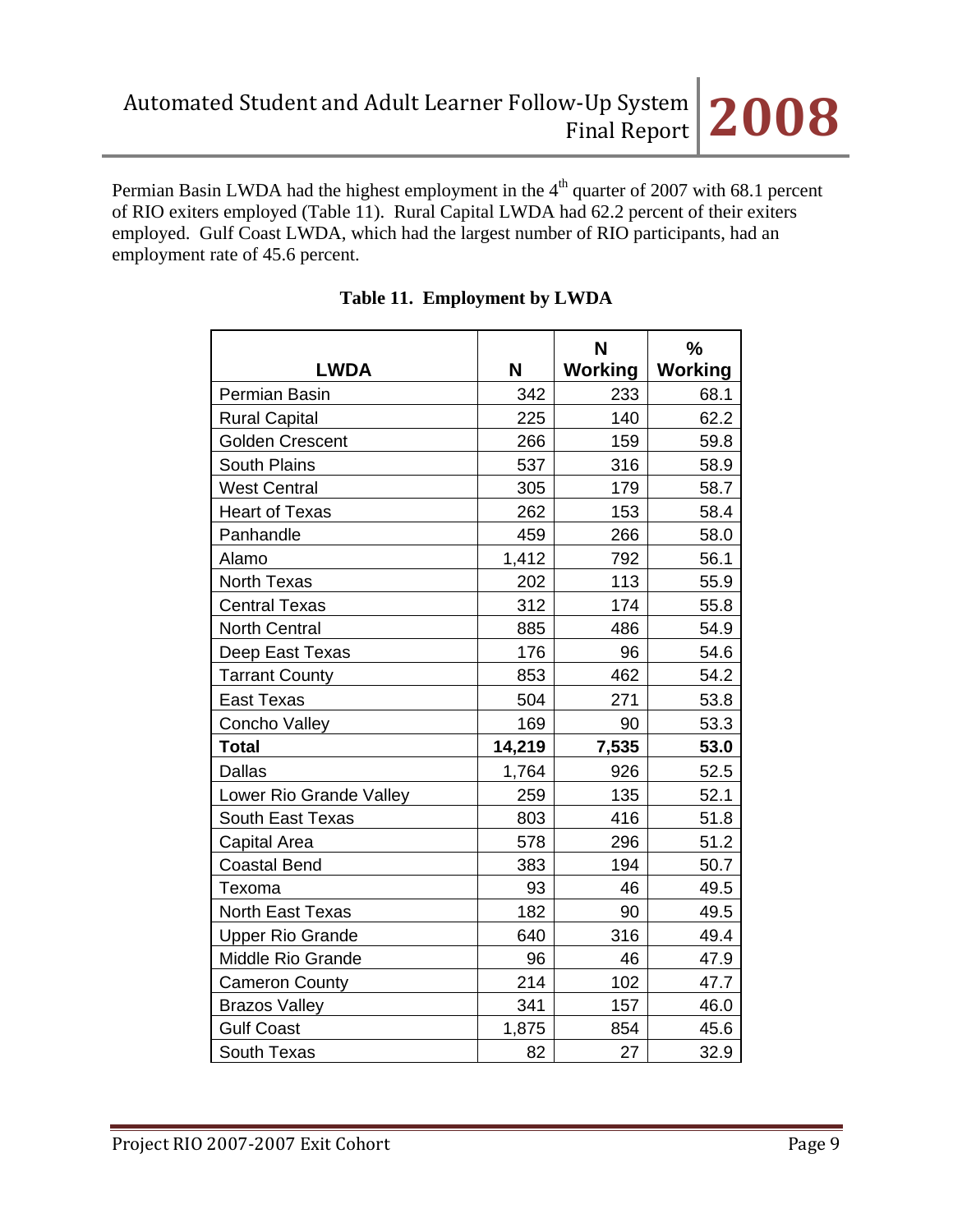Permian Basin LWDA had the highest employment in the 4th quarter of 2007 with 68.1 percent of RIO exiters employed (Table 11). Rural Capital LWDA had 62.2 percent of their exiters employed. Gulf Coast LWDA, which had the largest number of RIO participants, had an employment rate of 45.6 percent.

**Table 11. Employment by LWDA**

| LWDA | N | N Working | % Working |
|---|---|---|---|
| Permian Basin | 342 | 233 | 68.1 |
| Rural Capital | 225 | 140 | 62.2 |
| Golden Crescent | 266 | 159 | 59.8 |
| South Plains | 537 | 316 | 58.9 |
| West Central | 305 | 179 | 58.7 |
| Heart of Texas | 262 | 153 | 58.4 |
| Panhandle | 459 | 266 | 58.0 |
| Alamo | 1,412 | 792 | 56.1 |
| North Texas | 202 | 113 | 55.9 |
| Central Texas | 312 | 174 | 55.8 |
| North Central | 885 | 486 | 54.9 |
| Deep East Texas | 176 | 96 | 54.6 |
| Tarrant County | 853 | 462 | 54.2 |
| East Texas | 504 | 271 | 53.8 |
| Concho Valley | 169 | 90 | 53.3 |
| **Total** | **14,219** | **7,535** | **53.0** |
| Dallas | 1,764 | 926 | 52.5 |
| Lower Rio Grande Valley | 259 | 135 | 52.1 |
| South East Texas | 803 | 416 | 51.8 |
| Capital Area | 578 | 296 | 51.2 |
| Coastal Bend | 383 | 194 | 50.7 |
| Texoma | 93 | 46 | 49.5 |
| North East Texas | 182 | 90 | 49.5 |
| Upper Rio Grande | 640 | 316 | 49.4 |
| Middle Rio Grande | 96 | 46 | 47.9 |
| Cameron County | 214 | 102 | 47.7 |
| Brazos Valley | 341 | 157 | 46.0 |
| Gulf Coast | 1,875 | 854 | 45.6 |
| South Texas | 82 | 27 | 32.9 |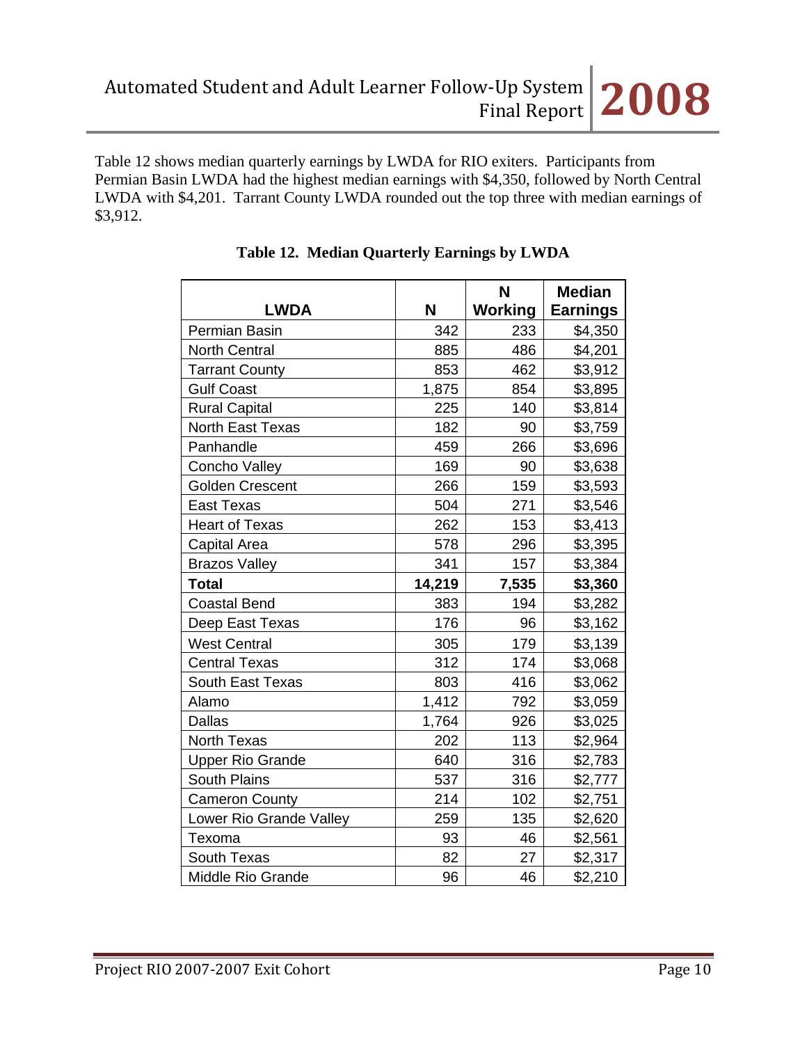Table 12 shows median quarterly earnings by LWDA for RIO exiters. Participants from Permian Basin LWDA had the highest median earnings with $4,350, followed by North Central LWDA with $4,201. Tarrant County LWDA rounded out the top three with median earnings of $3,912.

**Table 12. Median Quarterly Earnings by LWDA**

| LWDA | N | N Working | Median Earnings |
|---|---|---|---|
| Permian Basin | 342 | 233 | $4,350 |
| North Central | 885 | 486 | $4,201 |
| Tarrant County | 853 | 462 | $3,912 |
| Gulf Coast | 1,875 | 854 | $3,895 |
| Rural Capital | 225 | 140 | $3,814 |
| North East Texas | 182 | 90 | $3,759 |
| Panhandle | 459 | 266 | $3,696 |
| Concho Valley | 169 | 90 | $3,638 |
| Golden Crescent | 266 | 159 | $3,593 |
| East Texas | 504 | 271 | $3,546 |
| Heart of Texas | 262 | 153 | $3,413 |
| Capital Area | 578 | 296 | $3,395 |
| Brazos Valley | 341 | 157 | $3,384 |
| **Total** | **14,219** | **7,535** | **$3,360** |
| Coastal Bend | 383 | 194 | $3,282 |
| Deep East Texas | 176 | 96 | $3,162 |
| West Central | 305 | 179 | $3,139 |
| Central Texas | 312 | 174 | $3,068 |
| South East Texas | 803 | 416 | $3,062 |
| Alamo | 1,412 | 792 | $3,059 |
| Dallas | 1,764 | 926 | $3,025 |
| North Texas | 202 | 113 | $2,964 |
| Upper Rio Grande | 640 | 316 | $2,783 |
| South Plains | 537 | 316 | $2,777 |
| Cameron County | 214 | 102 | $2,751 |
| Lower Rio Grande Valley | 259 | 135 | $2,620 |
| Texoma | 93 | 46 | $2,561 |
| South Texas | 82 | 27 | $2,317 |
| Middle Rio Grande | 96 | 46 | $2,210 |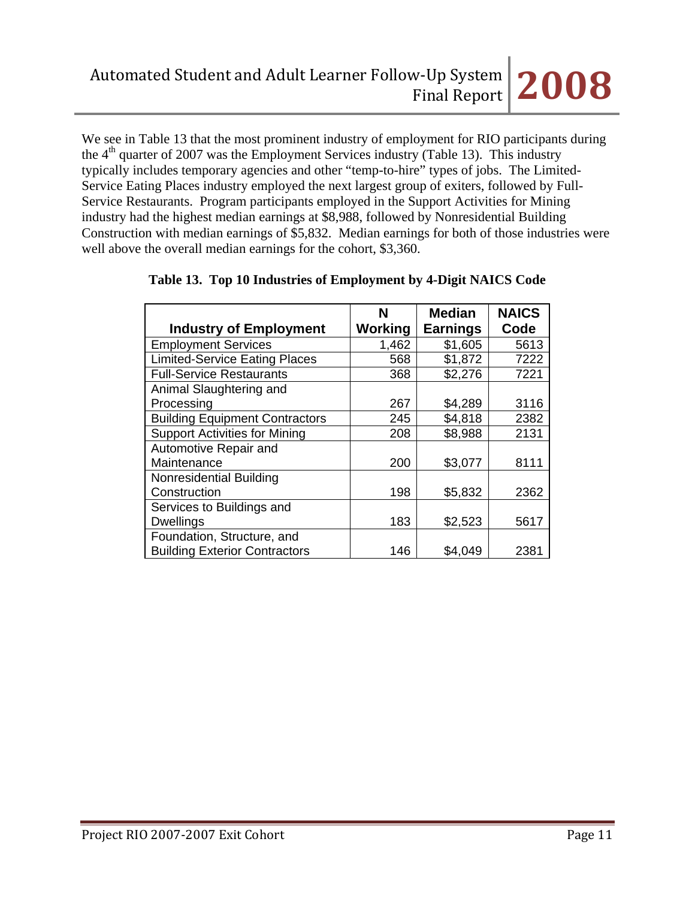We see in Table 13 that the most prominent industry of employment for RIO participants during the 4th quarter of 2007 was the Employment Services industry (Table 13). This industry typically includes temporary agencies and other "temp-to-hire" types of jobs. The Limited-Service Eating Places industry employed the next largest group of exiters, followed by Full-Service Restaurants. Program participants employed in the Support Activities for Mining industry had the highest median earnings at $8,988, followed by Nonresidential Building Construction with median earnings of $5,832. Median earnings for both of those industries were well above the overall median earnings for the cohort, $3,360.

**Table 13. Top 10 Industries of Employment by 4-Digit NAICS Code**

| Industry of Employment | N Working | Median Earnings | NAICS Code |
|---|---|---|---|
| Employment Services | 1,462 | $1,605 | 5613 |
| Limited-Service Eating Places | 568 | $1,872 | 7222 |
| Full-Service Restaurants | 368 | $2,276 | 7221 |
| Animal Slaughtering and Processing | 267 | $4,289 | 3116 |
| Building Equipment Contractors | 245 | $4,818 | 2382 |
| Support Activities for Mining | 208 | $8,988 | 2131 |
| Automotive Repair and Maintenance | 200 | $3,077 | 8111 |
| Nonresidential Building Construction | 198 | $5,832 | 2362 |
| Services to Buildings and Dwellings | 183 | $2,523 | 5617 |
| Foundation, Structure, and Building Exterior Contractors | 146 | $4,049 | 2381 |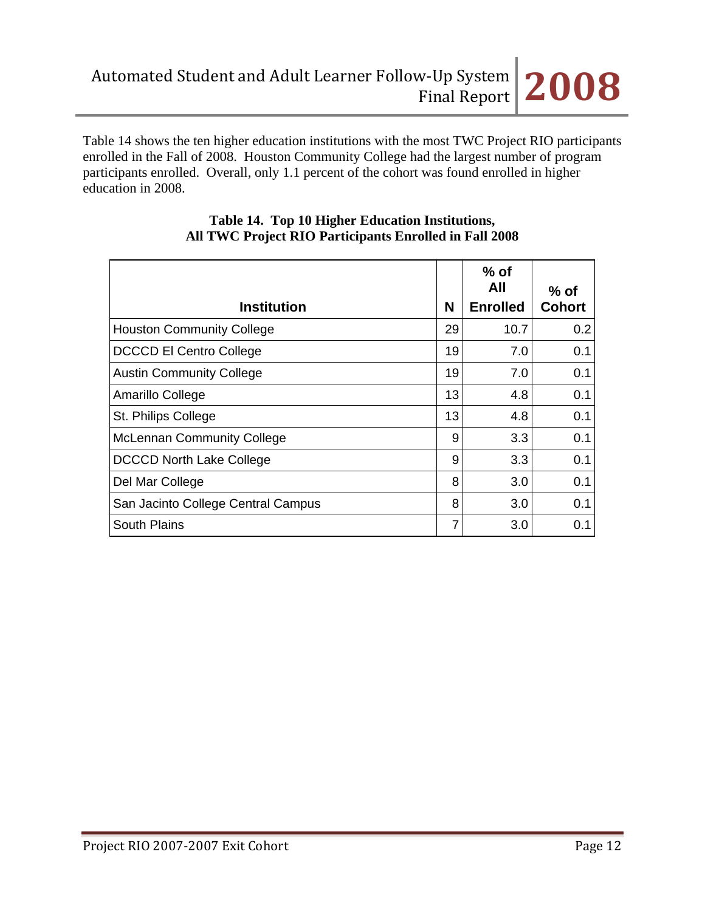Table 14 shows the ten higher education institutions with the most TWC Project RIO participants enrolled in the Fall of 2008. Houston Community College had the largest number of program participants enrolled. Overall, only 1.1 percent of the cohort was found enrolled in higher education in 2008.

**Table 14. Top 10 Higher Education Institutions, All TWC Project RIO Participants Enrolled in Fall 2008**

| Institution | N | % of All Enrolled | % of Cohort |
|---|---|---|---|
| Houston Community College | 29 | 10.7 | 0.2 |
| DCCCD El Centro College | 19 | 7.0 | 0.1 |
| Austin Community College | 19 | 7.0 | 0.1 |
| Amarillo College | 13 | 4.8 | 0.1 |
| St. Philips College | 13 | 4.8 | 0.1 |
| McLennan Community College | 9 | 3.3 | 0.1 |
| DCCCD North Lake College | 9 | 3.3 | 0.1 |
| Del Mar College | 8 | 3.0 | 0.1 |
| San Jacinto College Central Campus | 8 | 3.0 | 0.1 |
| South Plains | 7 | 3.0 | 0.1 |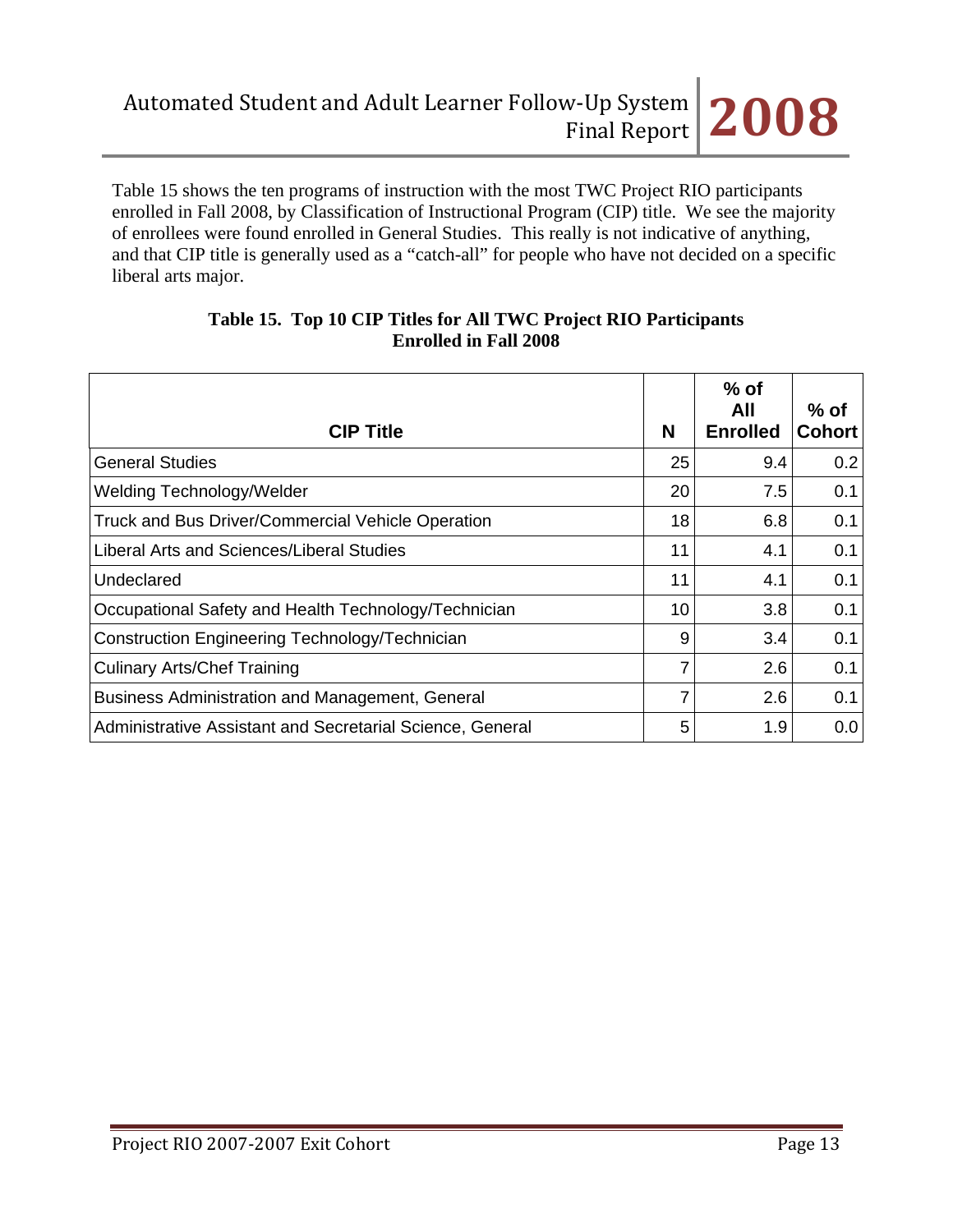Table 15 shows the ten programs of instruction with the most TWC Project RIO participants enrolled in Fall 2008, by Classification of Instructional Program (CIP) title. We see the majority of enrollees were found enrolled in General Studies. This really is not indicative of anything, and that CIP title is generally used as a "catch-all" for people who have not decided on a specific liberal arts major.

**Table 15. Top 10 CIP Titles for All TWC Project RIO Participants Enrolled in Fall 2008**

| CIP Title | N | % of All Enrolled | % of Cohort |
|---|---|---|---|
| General Studies | 25 | 9.4 | 0.2 |
| Welding Technology/Welder | 20 | 7.5 | 0.1 |
| Truck and Bus Driver/Commercial Vehicle Operation | 18 | 6.8 | 0.1 |
| Liberal Arts and Sciences/Liberal Studies | 11 | 4.1 | 0.1 |
| Undeclared | 11 | 4.1 | 0.1 |
| Occupational Safety and Health Technology/Technician | 10 | 3.8 | 0.1 |
| Construction Engineering Technology/Technician | 9 | 3.4 | 0.1 |
| Culinary Arts/Chef Training | 7 | 2.6 | 0.1 |
| Business Administration and Management, General | 7 | 2.6 | 0.1 |
| Administrative Assistant and Secretarial Science, General | 5 | 1.9 | 0.0 |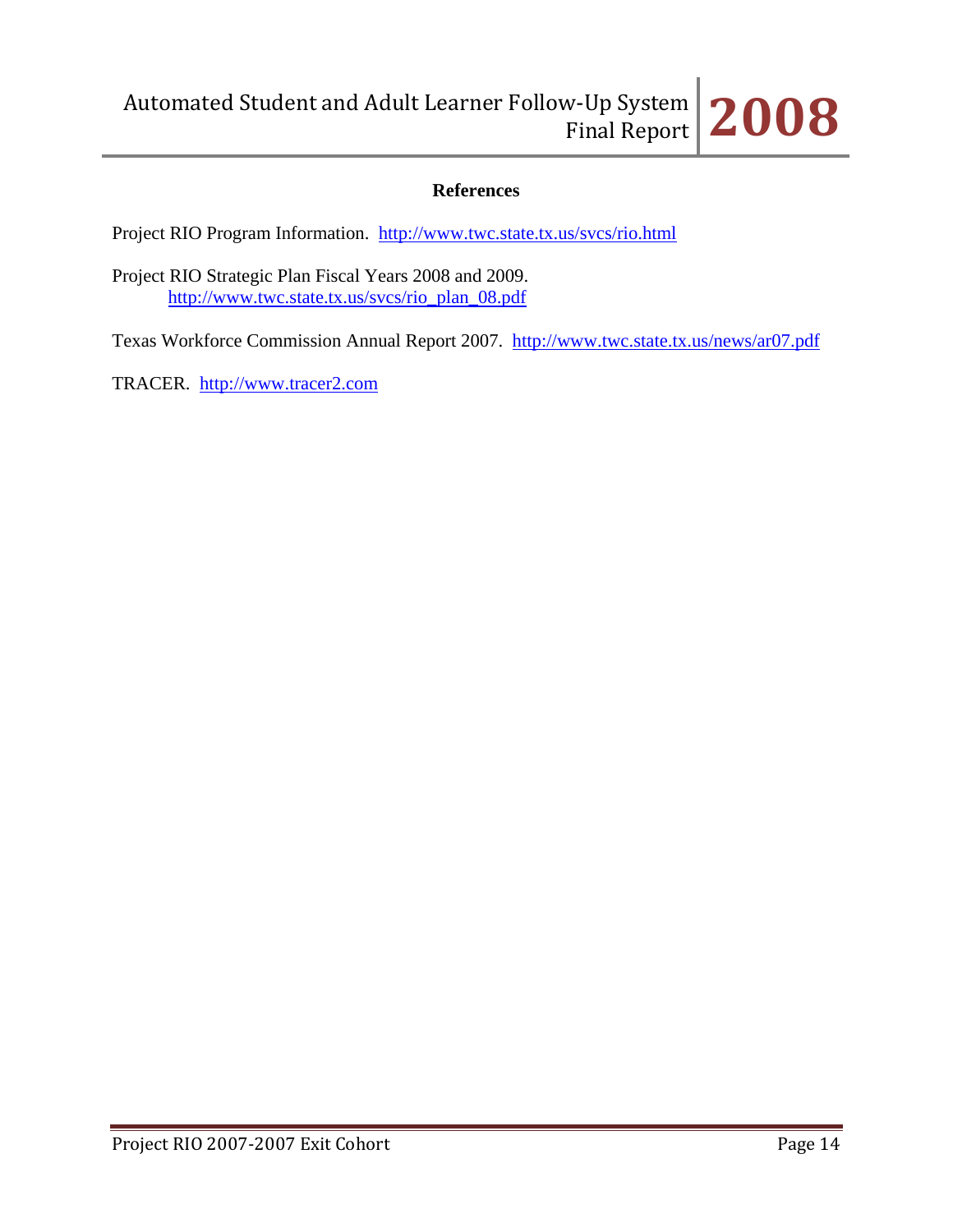## References

Project RIO Program Information. http://www.twc.state.tx.us/svcs/rio.html

Project RIO Strategic Plan Fiscal Years 2008 and 2009.
    http://www.twc.state.tx.us/svcs/rio_plan_08.pdf

Texas Workforce Commission Annual Report 2007. http://www.twc.state.tx.us/news/ar07.pdf

TRACER. http://www.tracer2.com